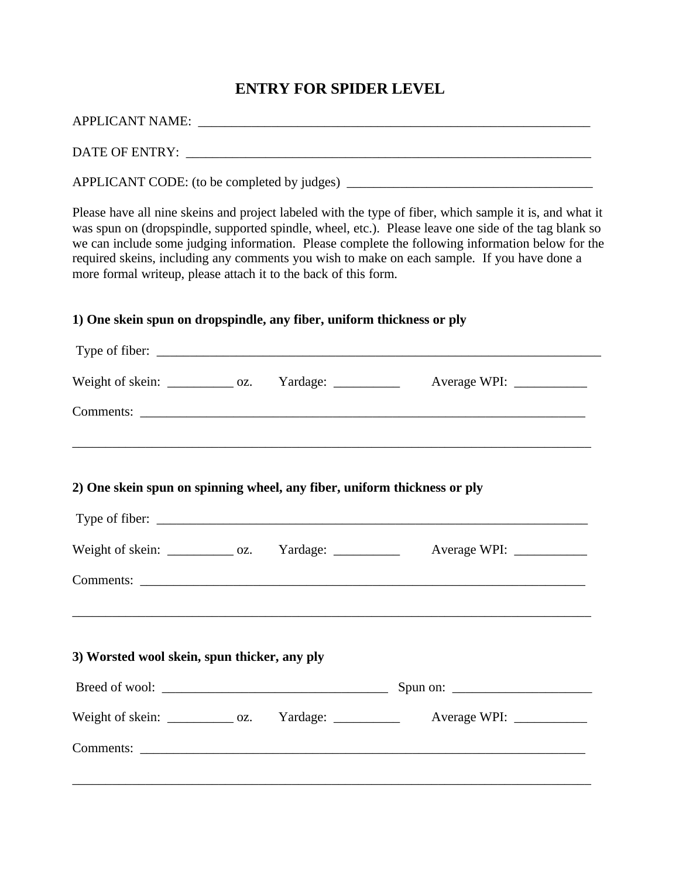# ENTRY FOR SPIDER LEVEL

APPLICANT NAME: ____________________________________________________________

DATE OF ENTRY: ______________________________________________________________

APPLICANT CODE: (to be completed by judges) _____________________________________

Please have all nine skeins and project labeled with the type of fiber, which sample it is, and what it was spun on (dropspindle, supported spindle, wheel, etc.). Please leave one side of the tag blank so we can include some judging information. Please complete the following information below for the required skeins, including any comments you wish to make on each sample. If you have done a more formal writeup, please attach it to the back of this form.

**1) One skein spun on dropspindle, any fiber, uniform thickness or ply**

Type of fiber: ____________________________________________________________________

Weight of skein: __________ oz. Yardage: __________ Average WPI: ___________

Comments: _____________________________________________________________________

_________________________________________________________________________________

**2) One skein spun on spinning wheel, any fiber, uniform thickness or ply**

Type of fiber: ____________________________________________________________________

Weight of skein: __________ oz. Yardage: __________ Average WPI: ___________

Comments: _____________________________________________________________________

_________________________________________________________________________________

**3) Worsted wool skein, spun thicker, any ply**

Breed of wool: __________________________________ Spun on: _____________________

Weight of skein: __________ oz. Yardage: __________ Average WPI: ___________

Comments: _____________________________________________________________________

_________________________________________________________________________________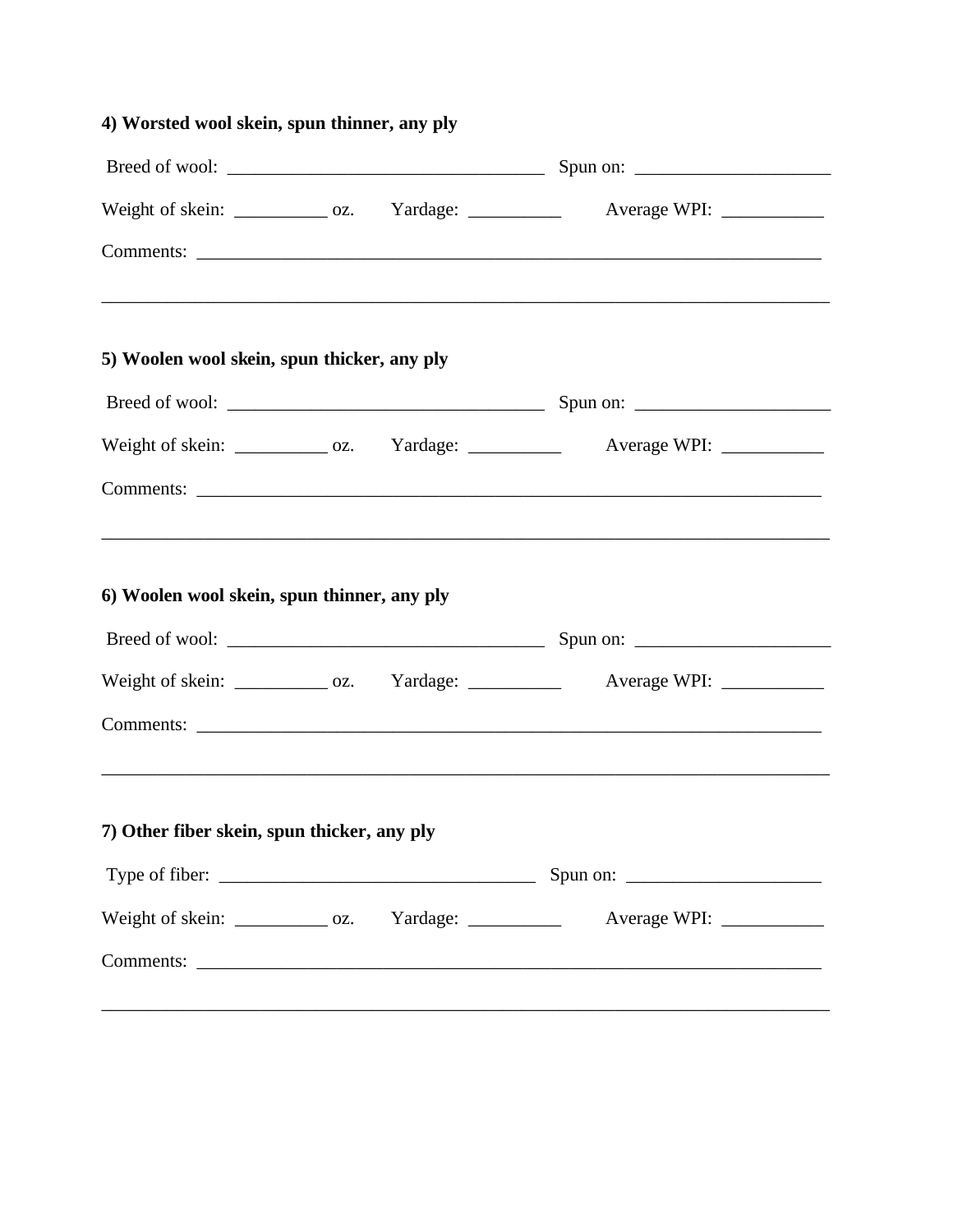**4) Worsted wool skein, spun thinner, any ply**

Breed of wool: ___________________________________ Spun on: _____________________

Weight of skein: __________ oz. Yardage: __________ Average WPI: ___________

Comments: _____________________________________________________________________

_______________________________________________________________________________

**5) Woolen wool skein, spun thicker, any ply**

Breed of wool: ___________________________________ Spun on: _____________________

Weight of skein: __________ oz. Yardage: __________ Average WPI: ___________

Comments: _____________________________________________________________________

_______________________________________________________________________________

**6) Woolen wool skein, spun thinner, any ply**

Breed of wool: ___________________________________ Spun on: _____________________

Weight of skein: __________ oz. Yardage: __________ Average WPI: ___________

Comments: _____________________________________________________________________

_______________________________________________________________________________

**7) Other fiber skein, spun thicker, any ply**

Type of fiber: ___________________________________ Spun on: _____________________

Weight of skein: __________ oz. Yardage: __________ Average WPI: ___________

Comments: _____________________________________________________________________

_______________________________________________________________________________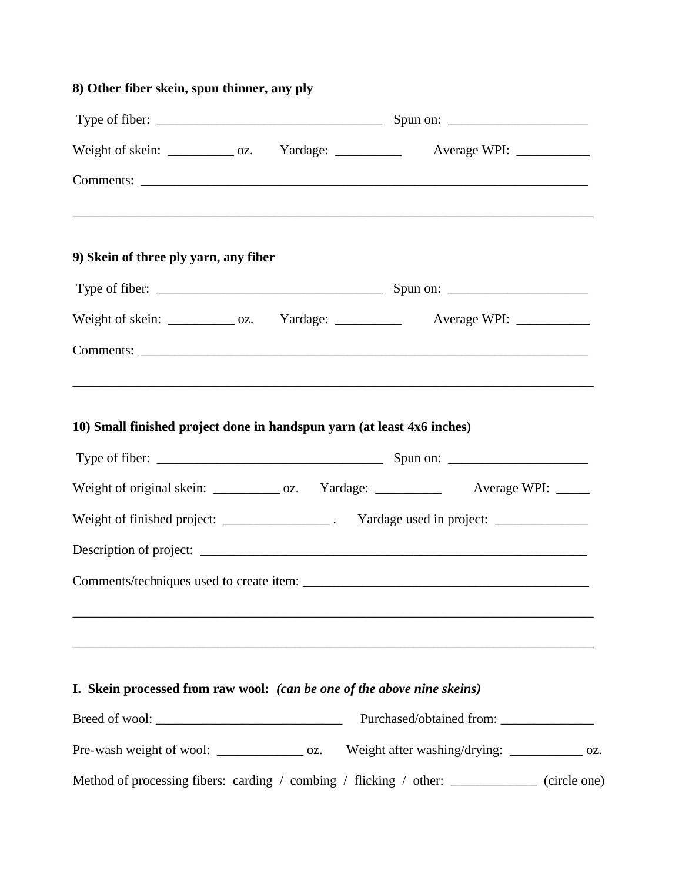**8) Other fiber skein, spun thinner, any ply**

Type of fiber: ___________________________________ Spun on: _____________________

Weight of skein: __________ oz. Yardage: __________ Average WPI: ___________

Comments: ______________________________________________________________________

________________________________________________________________________________

**9) Skein of three ply yarn, any fiber**

Type of fiber: ___________________________________ Spun on: _____________________

Weight of skein: __________ oz. Yardage: __________ Average WPI: ___________

Comments: ______________________________________________________________________

________________________________________________________________________________

**10) Small finished project done in handspun yarn (at least 4x6 inches)**

Type of fiber: ___________________________________ Spun on: _____________________

Weight of original skein: __________ oz. Yardage: __________ Average WPI: _____

Weight of finished project: ________________ . Yardage used in project: ______________

Description of project: _____________________________________________________________

Comments/techniques used to create item: ____________________________________________

________________________________________________________________________________

________________________________________________________________________________

**I. Skein processed from raw wool:** ***(can be one of the above nine skeins)***

Breed of wool: ____________________________ Purchased/obtained from: ______________

Pre-wash weight of wool: _____________ oz. Weight after washing/drying: ___________ oz.

Method of processing fibers: carding / combing / flicking / other: _____________ (circle one)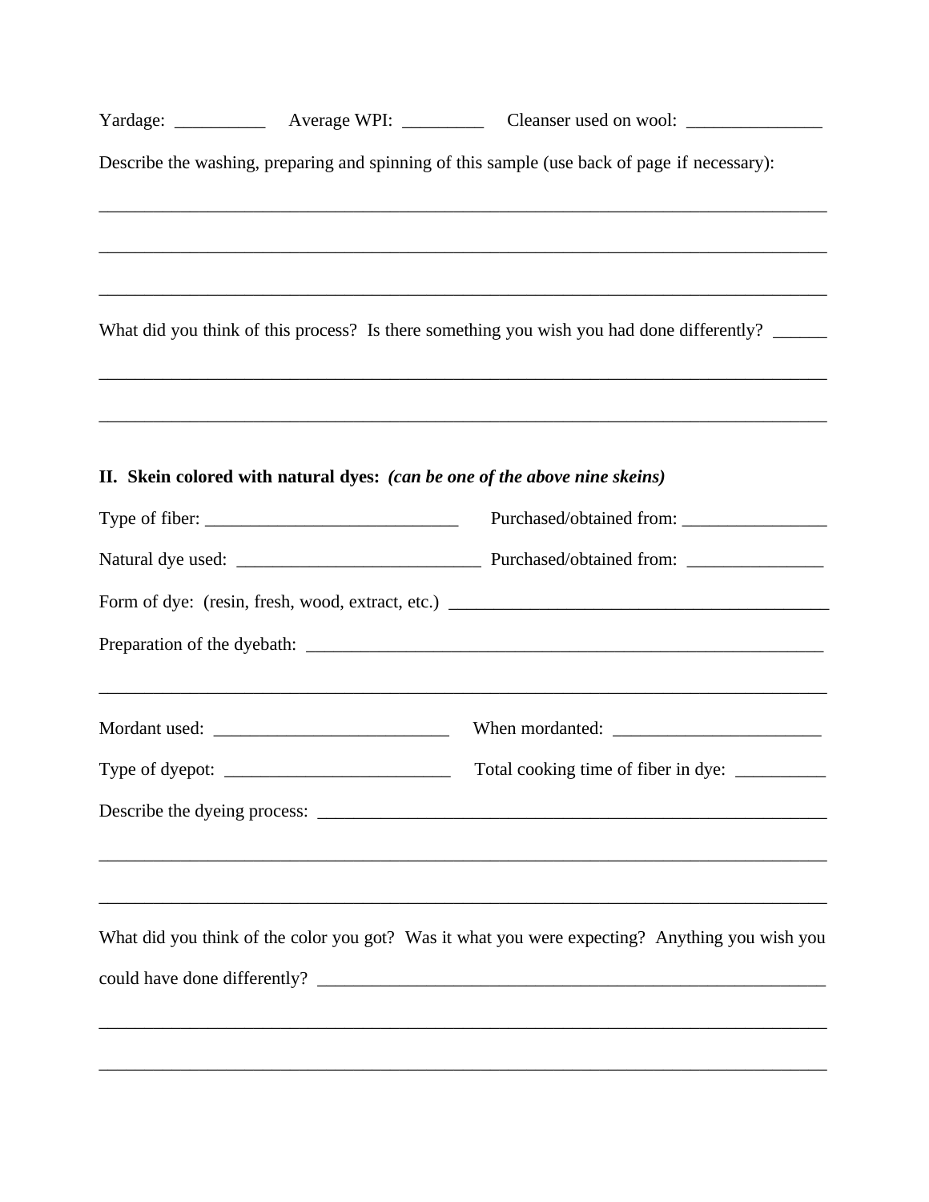Yardage: __________ Average WPI: _________ Cleanser used on wool: _______________

Describe the washing, preparing and spinning of this sample (use back of page if necessary):

_______________________________________________________________________________

_______________________________________________________________________________

_______________________________________________________________________________

What did you think of this process? Is there something you wish you had done differently? ______

_______________________________________________________________________________

_______________________________________________________________________________

**II. Skein colored with natural dyes:** ***(can be one of the above nine skeins)***

Type of fiber: ____________________________ Purchased/obtained from: ________________

Natural dye used: ___________________________ Purchased/obtained from: _______________

Form of dye: (resin, fresh, wood, extract, etc.) ___________________________________________

Preparation of the dyebath: ____________________________________________________________

_______________________________________________________________________________

Mordant used: __________________________ When mordanted: _______________________

Type of dyepot: _________________________ Total cooking time of fiber in dye: __________

Describe the dyeing process: ___________________________________________________________

_______________________________________________________________________________

_______________________________________________________________________________

What did you think of the color you got? Was it what you were expecting? Anything you wish you could have done differently? ___________________________________________________________

_______________________________________________________________________________

_______________________________________________________________________________